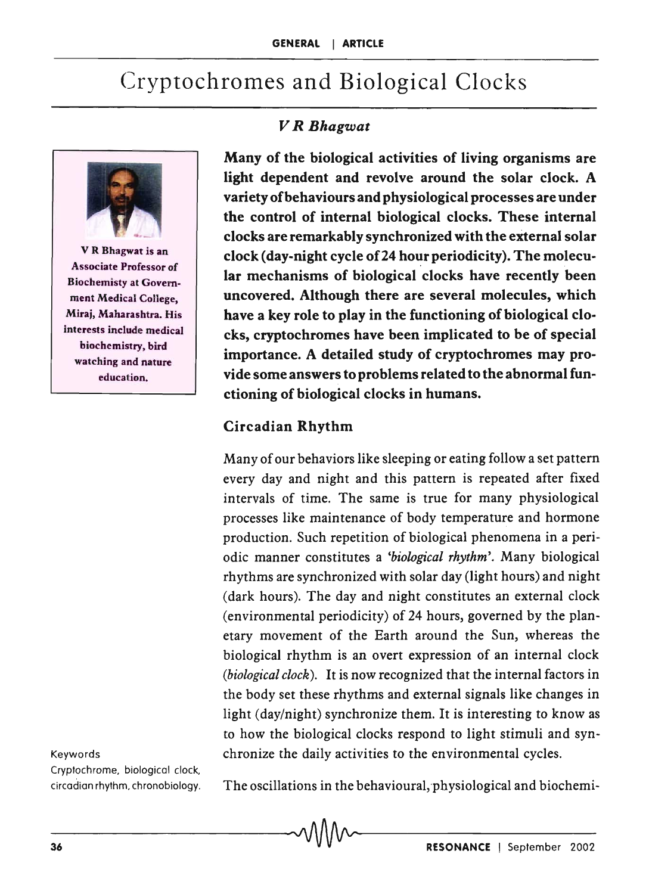# Cryptochromes and Biological Clocks

*V R Bhagwat*

V R Bhagwat is an Associate Professor of Biochemisty at Government Medical College, Miraj, Maharashtra. His interests include medical biochemistry, bird watching and nature education.

**Many of the biological activities of living organisms are light dependent and revolve around the solar clock. A variety of behaviours and physiological processes are under the control of internal biological clocks. These internal clocks are remarkably synchronized with the external solar clock (day-night cycle of 24 hour periodicity). The molecular mechanisms of biological clocks have recently been uncovered. Although there are several molecules, which have a key role to play in the functioning of biological clocks, cryptochromes have been implicated to be of special importance. A detailed study of cryptochromes may provide some answers to problems related to the abnormal functioning of biological clocks in humans.**

## Circadian Rhythm

Many of our behaviors like sleeping or eating follow a set pattern every day and night and this pattern is repeated after fixed intervals of time. The same is true for many physiological processes like maintenance of body temperature and hormone production. Such repetition of biological phenomena in a periodic manner constitutes a *'biological rhythm'*. Many biological rhythms are synchronized with solar day (light hours) and night (dark hours). The day and night constitutes an external clock (environmental periodicity) of 24 hours, governed by the planetary movement of the Earth around the Sun, whereas the biological rhythm is an overt expression of an internal clock (*biological clock*). It is now recognized that the internal factors in the body set these rhythms and external signals like changes in light (day/night) synchronize them. It is interesting to know as to how the biological clocks respond to light stimuli and synchronize the daily activities to the environmental cycles.

Keywords
Cryptochrome, biological clock, circadian rhythm, chronobiology.

The oscillations in the behavioural, physiological and biochemi-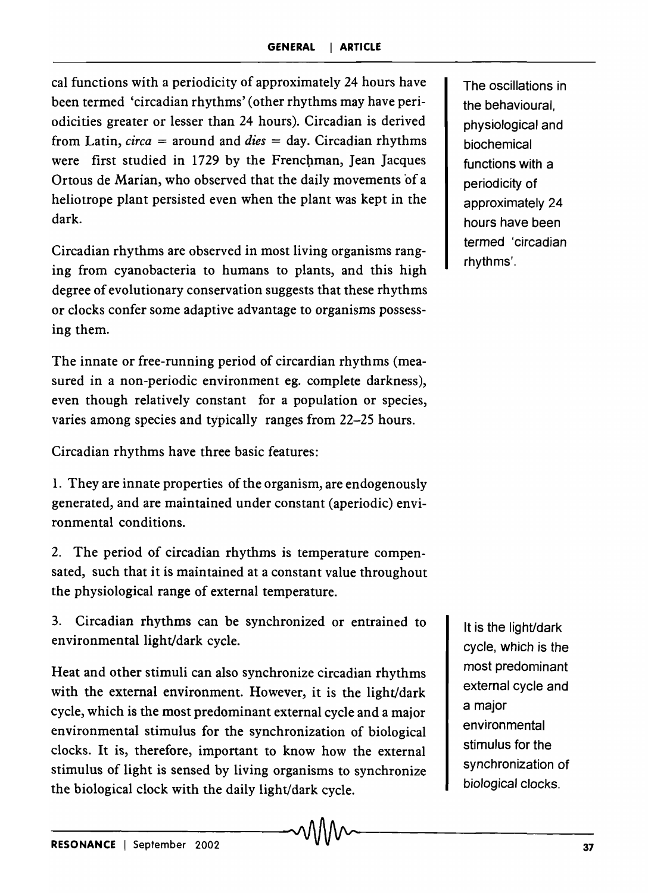cal functions with a periodicity of approximately 24 hours have been termed 'circadian rhythms' (other rhythms may have periodicities greater or lesser than 24 hours). Circadian is derived from Latin, *circa* = around and *dies* = day. Circadian rhythms were first studied in 1729 by the Frenchman, Jean Jacques Ortous de Marian, who observed that the daily movements of a heliotrope plant persisted even when the plant was kept in the dark.

The oscillations in the behavioural, physiological and biochemical functions with a periodicity of approximately 24 hours have been termed 'circadian rhythms'.

Circadian rhythms are observed in most living organisms ranging from cyanobacteria to humans to plants, and this high degree of evolutionary conservation suggests that these rhythms or clocks confer some adaptive advantage to organisms possessing them.

The innate or free-running period of circardian rhythms (measured in a non-periodic environment eg. complete darkness), even though relatively constant for a population or species, varies among species and typically ranges from 22–25 hours.

Circadian rhythms have three basic features:

1. They are innate properties of the organism, are endogenously generated, and are maintained under constant (aperiodic) environmental conditions.

2. The period of circadian rhythms is temperature compensated, such that it is maintained at a constant value throughout the physiological range of external temperature.

3. Circadian rhythms can be synchronized or entrained to environmental light/dark cycle.

Heat and other stimuli can also synchronize circadian rhythms with the external environment. However, it is the light/dark cycle, which is the most predominant external cycle and a major environmental stimulus for the synchronization of biological clocks. It is, therefore, important to know how the external stimulus of light is sensed by living organisms to synchronize the biological clock with the daily light/dark cycle.

It is the light/dark cycle, which is the most predominant external cycle and a major environmental stimulus for the synchronization of biological clocks.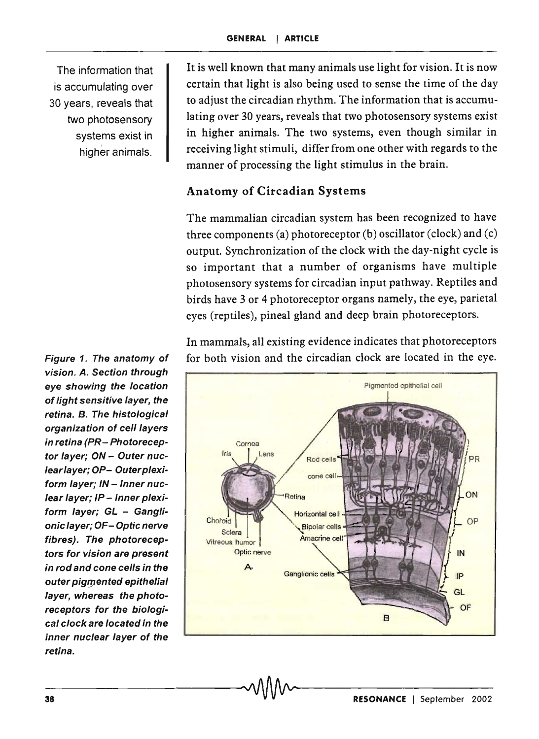The information that is accumulating over 30 years, reveals that two photosensory systems exist in higher animals.

It is well known that many animals use light for vision. It is now certain that light is also being used to sense the time of the day to adjust the circadian rhythm. The information that is accumulating over 30 years, reveals that two photosensory systems exist in higher animals. The two systems, even though similar in receiving light stimuli, differ from one other with regards to the manner of processing the light stimulus in the brain.

## Anatomy of Circadian Systems

The mammalian circadian system has been recognized to have three components (a) photoreceptor (b) oscillator (clock) and (c) output. Synchronization of the clock with the day-night cycle is so important that a number of organisms have multiple photosensory systems for circadian input pathway. Reptiles and birds have 3 or 4 photoreceptor organs namely, the eye, parietal eyes (reptiles), pineal gland and deep brain photoreceptors.

In mammals, all existing evidence indicates that photoreceptors for both vision and the circadian clock are located in the eye.

***Figure 1. The anatomy of vision. A. Section through eye showing the location of light sensitive layer, the retina. B. The histological organization of cell layers in retina (PR – Photoreceptor layer; ON – Outer nuclear layer; OP – Outer plexiform layer; IN – Inner nuclear layer; IP – Inner plexiform layer; GL – Ganglionic layer; OF – Optic nerve fibres). The photoreceptors for vision are present in rod and cone cells in the outer pigmented epithelial layer, whereas the photoreceptors for the biological clock are located in the inner nuclear layer of the retina.***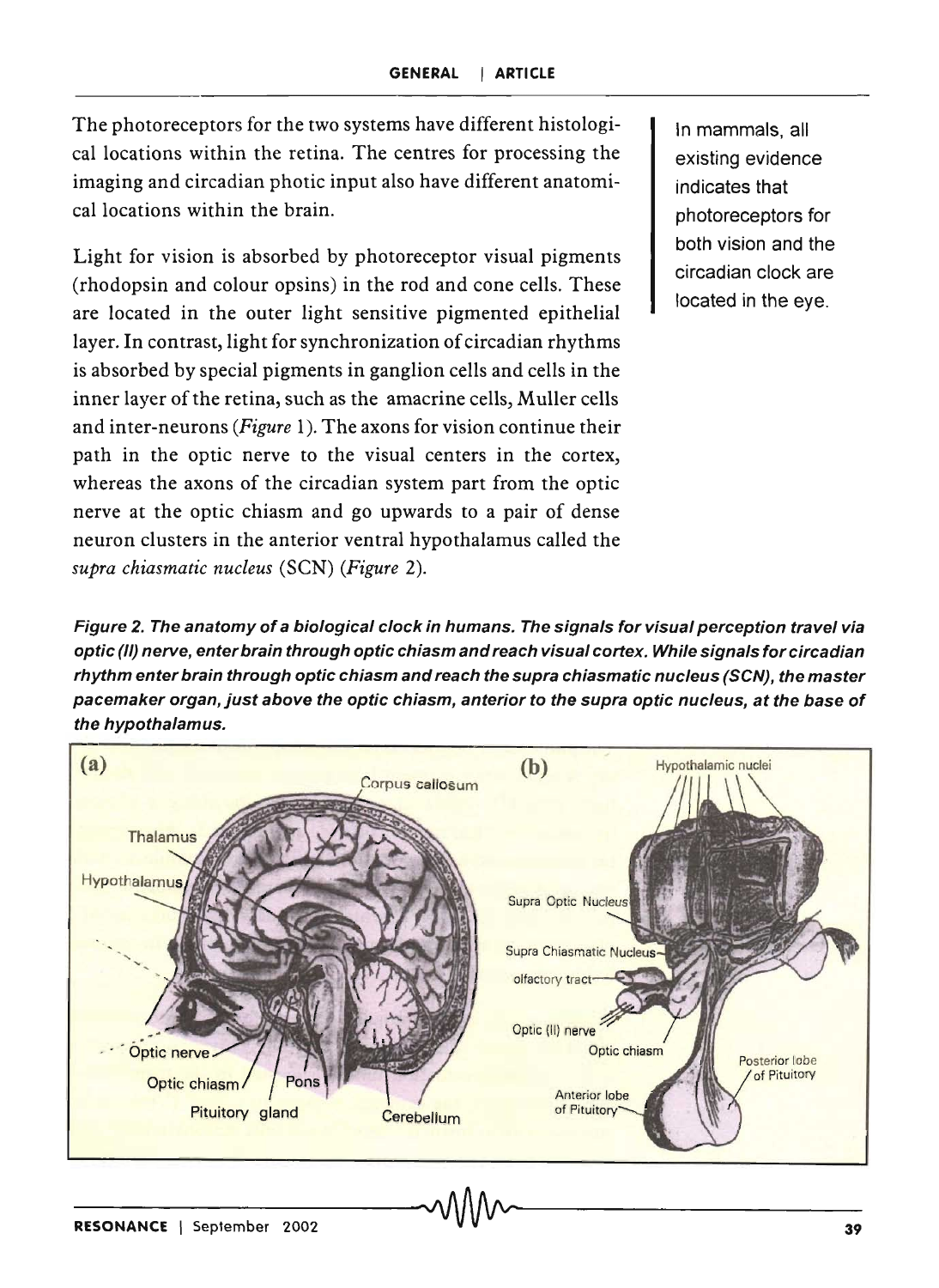The photoreceptors for the two systems have different histological locations within the retina. The centres for processing the imaging and circadian photic input also have different anatomical locations within the brain.

Light for vision is absorbed by photoreceptor visual pigments (rhodopsin and colour opsins) in the rod and cone cells. These are located in the outer light sensitive pigmented epithelial layer. In contrast, light for synchronization of circadian rhythms is absorbed by special pigments in ganglion cells and cells in the inner layer of the retina, such as the amacrine cells, Muller cells and inter-neurons (*Figure* 1). The axons for vision continue their path in the optic nerve to the visual centers in the cortex, whereas the axons of the circadian system part from the optic nerve at the optic chiasm and go upwards to a pair of dense neuron clusters in the anterior ventral hypothalamus called the *supra chiasmatic nucleus* (SCN) (*Figure* 2).

In mammals, all existing evidence indicates that photoreceptors for both vision and the circadian clock are located in the eye.

***Figure 2. The anatomy of a biological clock in humans. The signals for visual perception travel via optic (II) nerve, enter brain through optic chiasm and reach visual cortex. While signals for circadian rhythm enter brain through optic chiasm and reach the supra chiasmatic nucleus (SCN), the master pacemaker organ, just above the optic chiasm, anterior to the supra optic nucleus, at the base of the hypothalamus.***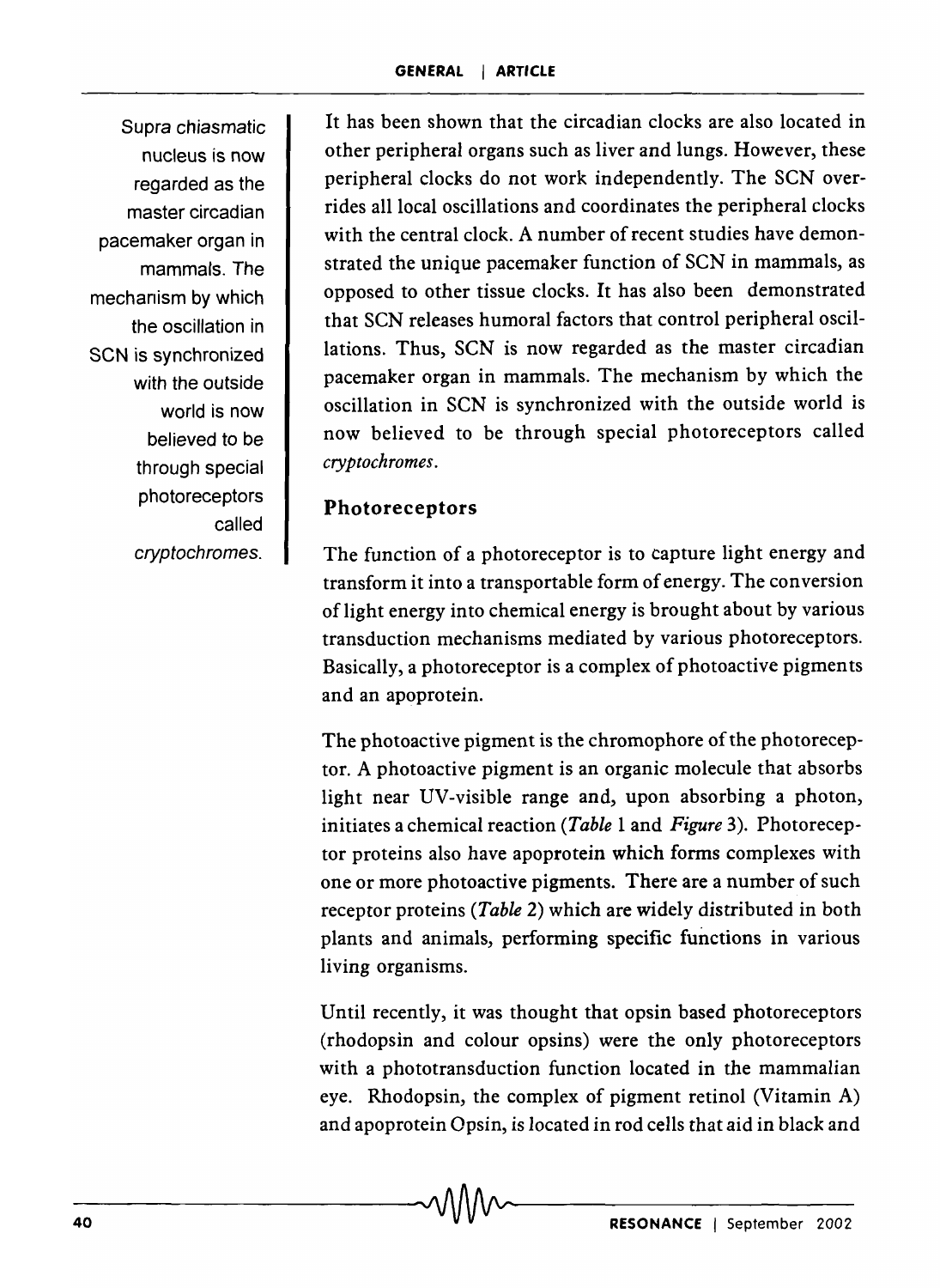It has been shown that the circadian clocks are also located in other peripheral organs such as liver and lungs. However, these peripheral clocks do not work independently. The SCN overrides all local oscillations and coordinates the peripheral clocks with the central clock. A number of recent studies have demonstrated the unique pacemaker function of SCN in mammals, as opposed to other tissue clocks. It has also been demonstrated that SCN releases humoral factors that control peripheral oscillations. Thus, SCN is now regarded as the master circadian pacemaker organ in mammals. The mechanism by which the oscillation in SCN is synchronized with the outside world is now believed to be through special photoreceptors called *cryptochromes*.

Supra chiasmatic nucleus is now regarded as the master circadian pacemaker organ in mammals. The mechanism by which the oscillation in SCN is synchronized with the outside world is now believed to be through special photoreceptors called *cryptochromes*.

## Photoreceptors

The function of a photoreceptor is to capture light energy and transform it into a transportable form of energy. The conversion of light energy into chemical energy is brought about by various transduction mechanisms mediated by various photoreceptors. Basically, a photoreceptor is a complex of photoactive pigments and an apoprotein.

The photoactive pigment is the chromophore of the photoreceptor. A photoactive pigment is an organic molecule that absorbs light near UV-visible range and, upon absorbing a photon, initiates a chemical reaction (*Table* 1 and *Figure* 3). Photoreceptor proteins also have apoprotein which forms complexes with one or more photoactive pigments. There are a number of such receptor proteins (*Table* 2) which are widely distributed in both plants and animals, performing specific functions in various living organisms.

Until recently, it was thought that opsin based photoreceptors (rhodopsin and colour opsins) were the only photoreceptors with a phototransduction function located in the mammalian eye. Rhodopsin, the complex of pigment retinol (Vitamin A) and apoprotein Opsin, is located in rod cells that aid in black and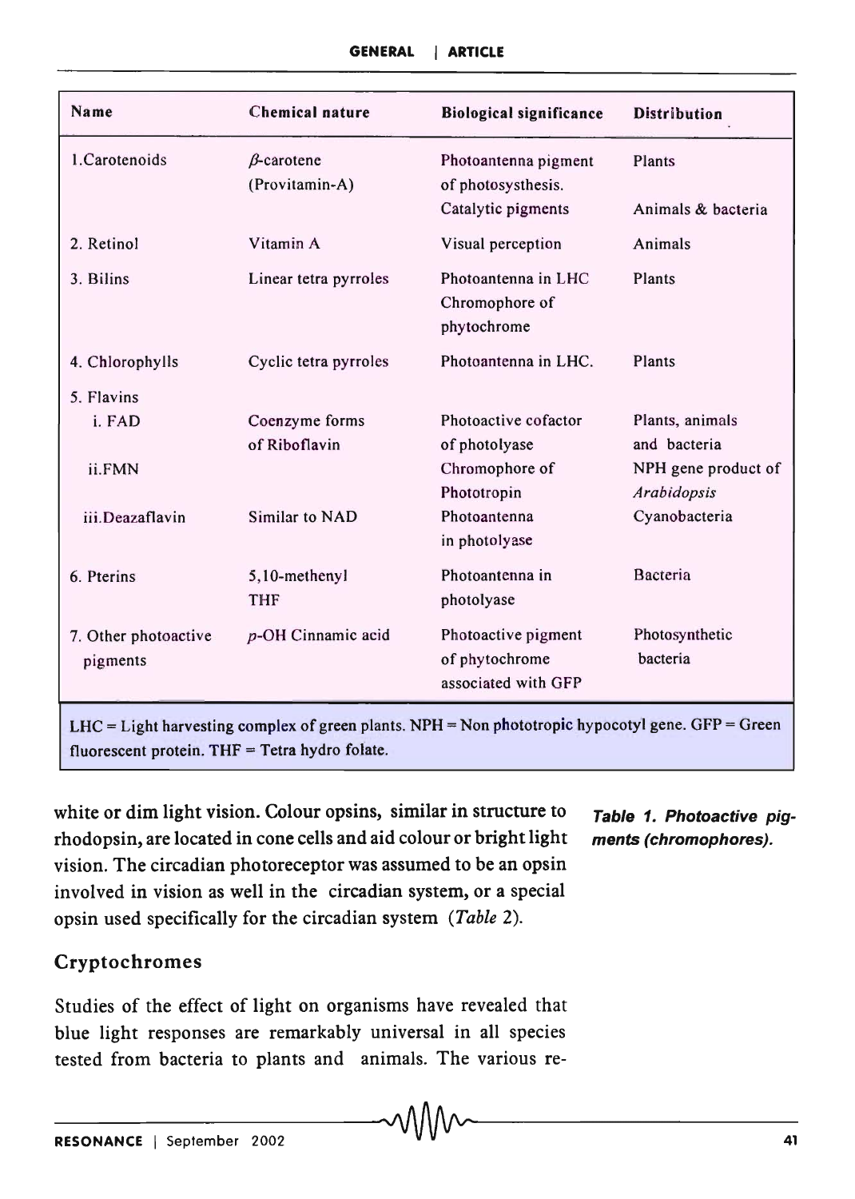| Name | Chemical nature | Biological significance | Distribution |
|---|---|---|---|
| 1.Carotenoids | $\beta$-carotene (Provitamin-A) | Photoantenna pigment of photosysthesis. | Plants |
| | | Catalytic pigments | Animals & bacteria |
| 2. Retinol | Vitamin A | Visual perception | Animals |
| 3. Bilins | Linear tetra pyrroles | Photoantenna in LHC Chromophore of phytochrome | Plants |
| 4. Chlorophylls | Cyclic tetra pyrroles | Photoantenna in LHC. | Plants |
| 5. Flavins | | | |
| i. FAD | Coenzyme forms of Riboflavin | Photoactive cofactor of photolyase | Plants, animals and bacteria |
| ii.FMN | | Chromophore of Phototropin | NPH gene product of *Arabidopsis* |
| iii.Deazaflavin | Similar to NAD | Photoantenna in photolyase | Cyanobacteria |
| 6. Pterins | 5,10-methenyl THF | Photoantenna in photolyase | Bacteria |
| 7. Other photoactive pigments | *p*-OH Cinnamic acid | Photoactive pigment of phytochrome associated with GFP | Photosynthetic bacteria |

LHC = Light harvesting complex of green plants. NPH = Non phototropic hypocotyl gene. GFP = Green fluorescent protein. THF = Tetra hydro folate.

***Table 1. Photoactive pigments (chromophores).***

white or dim light vision. Colour opsins, similar in structure to rhodopsin, are located in cone cells and aid colour or bright light vision. The circadian photoreceptor was assumed to be an opsin involved in vision as well in the circadian system, or a special opsin used specifically for the circadian system (*Table* 2).

## Cryptochromes

Studies of the effect of light on organisms have revealed that blue light responses are remarkably universal in all species tested from bacteria to plants and animals. The various re-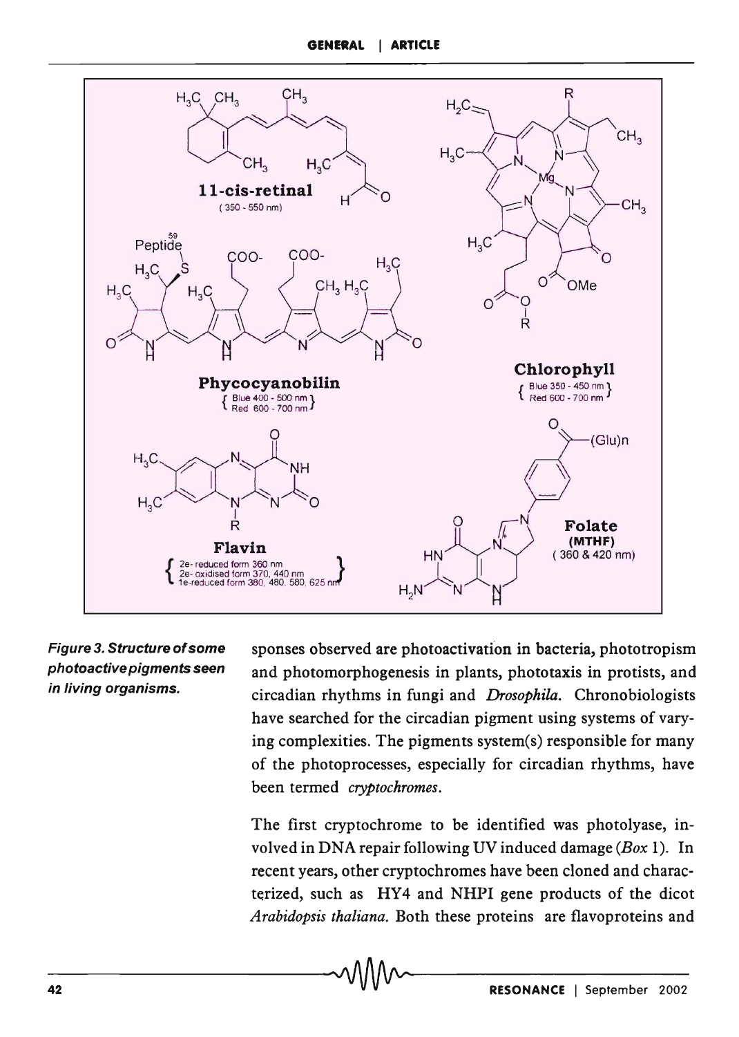Figure 3. Structure of some photoactive pigments seen in living organisms.

sponses observed are photoactivation in bacteria, phototropism and photomorphogenesis in plants, phototaxis in protists, and circadian rhythms in fungi and *Drosophila*. Chronobiologists have searched for the circadian pigment using systems of varying complexities. The pigments system(s) responsible for many of the photoprocesses, especially for circadian rhythms, have been termed *cryptochromes*.

The first cryptochrome to be identified was photolyase, involved in DNA repair following UV induced damage (*Box* 1). In recent years, other cryptochromes have been cloned and characterized, such as HY4 and NHPI gene products of the dicot *Arabidopsis thaliana*. Both these proteins are flavoproteins and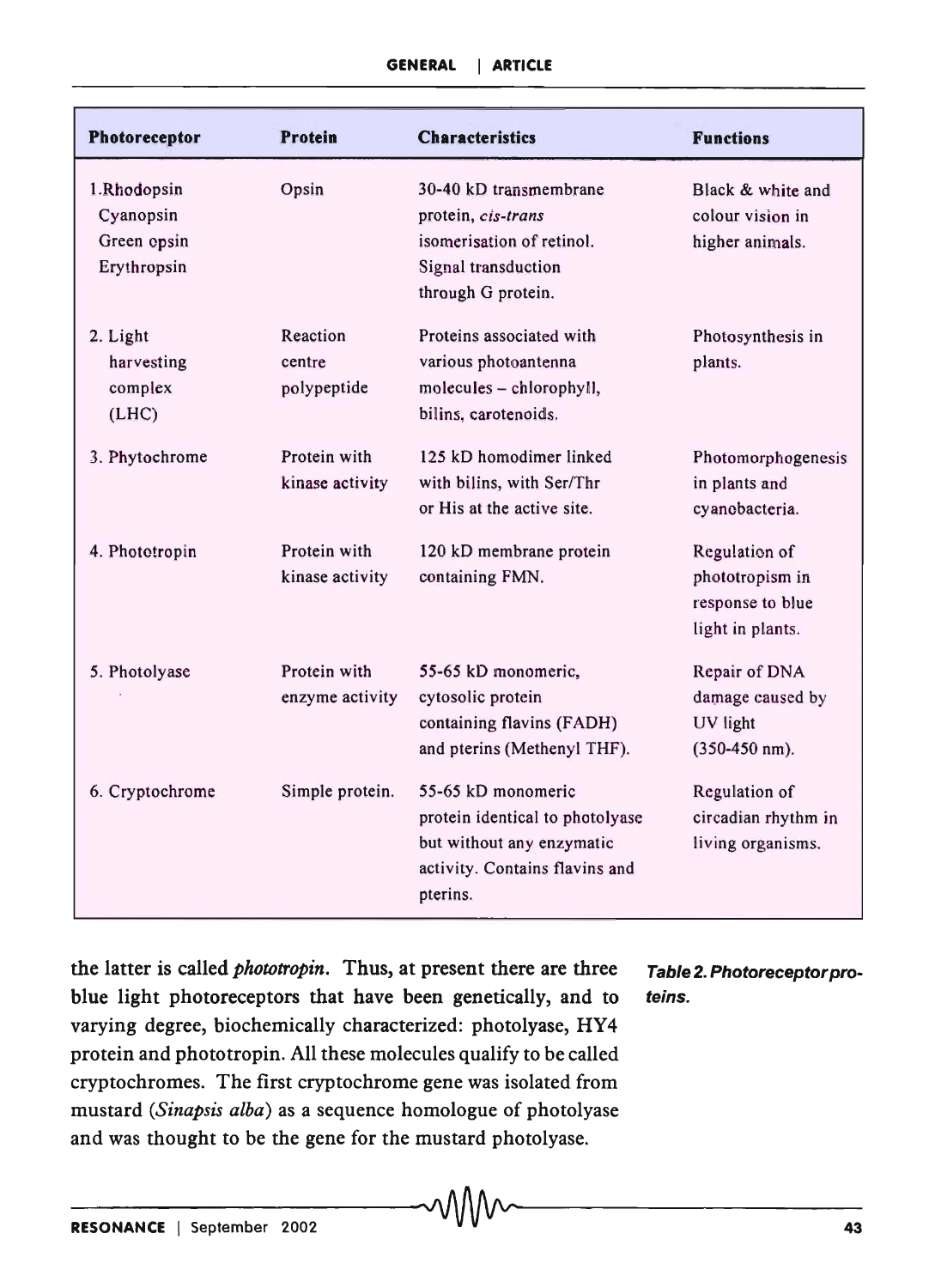| Photoreceptor | Protein | Characteristics | Functions |
|---|---|---|---|
| 1.Rhodopsin<br>Cyanopsin<br>Green opsin<br>Erythropsin | Opsin | 30-40 kD transmembrane protein, *cis-trans* isomerisation of retinol. Signal transduction through G protein. | Black & white and colour vision in higher animals. |
| 2. Light harvesting complex (LHC) | Reaction centre polypeptide | Proteins associated with various photoantenna molecules – chlorophyll, bilins, carotenoids. | Photosynthesis in plants. |
| 3. Phytochrome | Protein with kinase activity | 125 kD homodimer linked with bilins, with Ser/Thr or His at the active site. | Photomorphogenesis in plants and cyanobacteria. |
| 4. Phototropin | Protein with kinase activity | 120 kD membrane protein containing FMN. | Regulation of phototropism in response to blue light in plants. |
| 5. Photolyase | Protein with enzyme activity | 55-65 kD monomeric, cytosolic protein containing flavins (FADH) and pterins (Methenyl THF). | Repair of DNA damage caused by UV light (350-450 nm). |
| 6. Cryptochrome | Simple protein. | 55-65 kD monomeric protein identical to photolyase but without any enzymatic activity. Contains flavins and pterins. | Regulation of circadian rhythm in living organisms. |

***Table 2. Photoreceptor proteins.***

the latter is called *phototropin*. Thus, at present there are three blue light photoreceptors that have been genetically, and to varying degree, biochemically characterized: photolyase, HY4 protein and phototropin. All these molecules qualify to be called cryptochromes. The first cryptochrome gene was isolated from mustard (*Sinapsis alba*) as a sequence homologue of photolyase and was thought to be the gene for the mustard photolyase.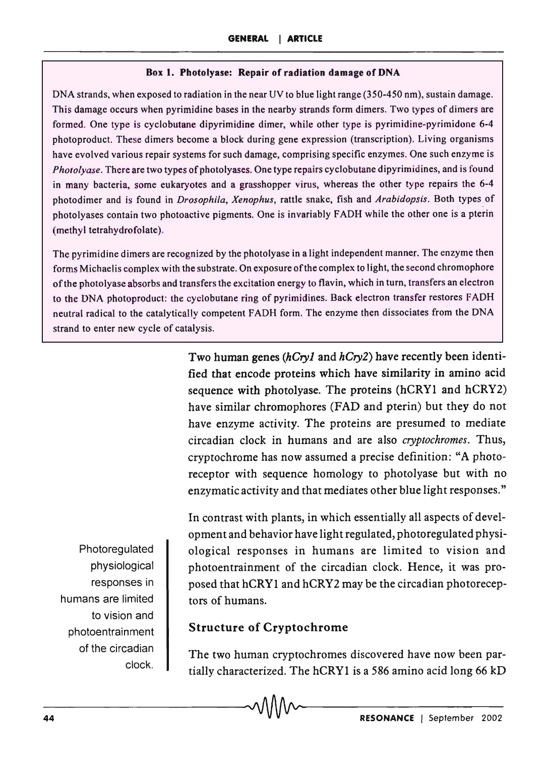**Box 1. Photolyase: Repair of radiation damage of DNA**

DNA strands, when exposed to radiation in the near UV to blue light range (350-450 nm), sustain damage. This damage occurs when pyrimidine bases in the nearby strands form dimers. Two types of dimers are formed. One type is cyclobutane dipyrimidine dimer, while other type is pyrimidine-pyrimidone 6-4 photoproduct. These dimers become a block during gene expression (transcription). Living organisms have evolved various repair systems for such damage, comprising specific enzymes. One such enzyme is *Photolyase*. There are two types of photolyases. One type repairs cyclobutane dipyrimidines, and is found in many bacteria, some eukaryotes and a grasshopper virus, whereas the other type repairs the 6-4 photodimer and is found in *Drosophila*, *Xenophus*, rattle snake, fish and *Arabidopsis*. Both types of photolyases contain two photoactive pigments. One is invariably FADH while the other one is a pterin (methyl tetrahydrofolate).

The pyrimidine dimers are recognized by the photolyase in a light independent manner. The enzyme then forms Michaelis complex with the substrate. On exposure of the complex to light, the second chromophore of the photolyase absorbs and transfers the excitation energy to flavin, which in turn, transfers an electron to the DNA photoproduct: the cyclobutane ring of pyrimidines. Back electron transfer restores FADH neutral radical to the catalytically competent FADH form. The enzyme then dissociates from the DNA strand to enter new cycle of catalysis.

Two human genes (*hCry1* and *hCry2*) have recently been identified that encode proteins which have similarity in amino acid sequence with photolyase. The proteins (hCRY1 and hCRY2) have similar chromophores (FAD and pterin) but they do not have enzyme activity. The proteins are presumed to mediate circadian clock in humans and are also *cryptochromes*. Thus, cryptochrome has now assumed a precise definition: "A photoreceptor with sequence homology to photolyase but with no enzymatic activity and that mediates other blue light responses."

In contrast with plants, in which essentially all aspects of development and behavior have light regulated, photoregulated physiological responses in humans are limited to vision and photoentrainment of the circadian clock. Hence, it was proposed that hCRY1 and hCRY2 may be the circadian photoreceptors of humans.

Photoregulated physiological responses in humans are limited to vision and photoentrainment of the circadian clock.

## Structure of Cryptochrome

The two human cryptochromes discovered have now been partially characterized. The hCRY1 is a 586 amino acid long 66 kD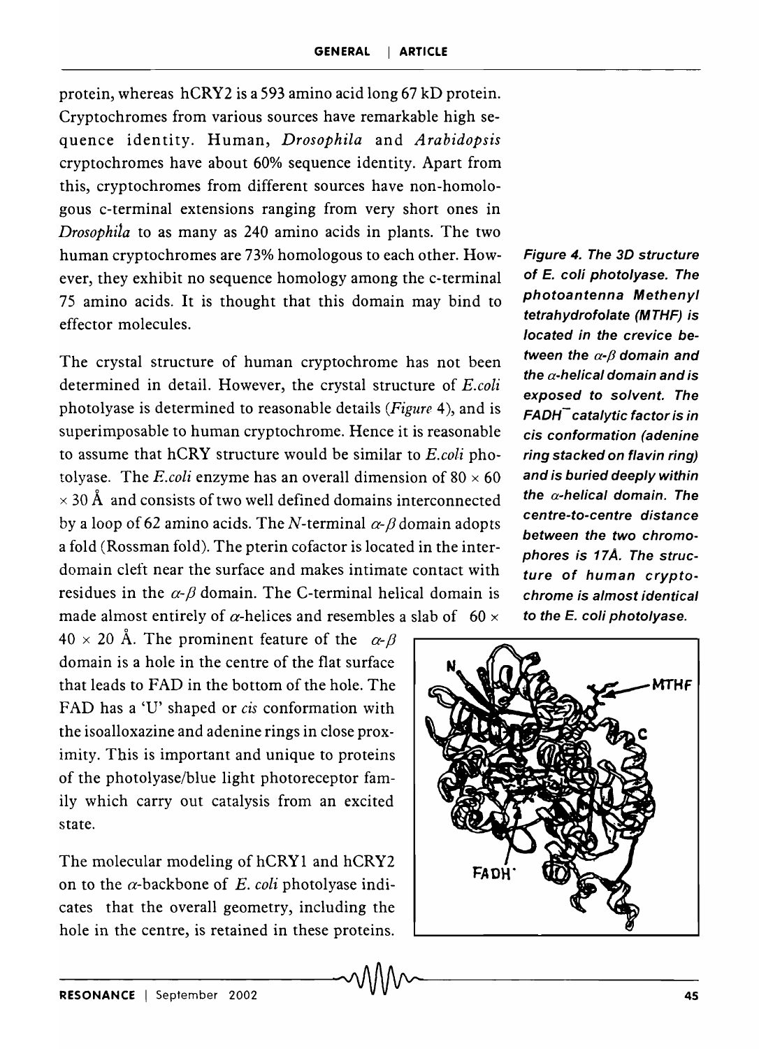protein, whereas hCRY2 is a 593 amino acid long 67 kD protein. Cryptochromes from various sources have remarkable high sequence identity. Human, *Drosophila* and *Arabidopsis* cryptochromes have about 60% sequence identity. Apart from this, cryptochromes from different sources have non-homologous c-terminal extensions ranging from very short ones in *Drosophila* to as many as 240 amino acids in plants. The two human cryptochromes are 73% homologous to each other. However, they exhibit no sequence homology among the c-terminal 75 amino acids. It is thought that this domain may bind to effector molecules.

The crystal structure of human cryptochrome has not been determined in detail. However, the crystal structure of *E.coli* photolyase is determined to reasonable details (*Figure* 4), and is superimposable to human cryptochrome. Hence it is reasonable to assume that hCRY structure would be similar to *E.coli* photolyase. The *E.coli* enzyme has an overall dimension of $80 \times 60 \times 30$ Å and consists of two well defined domains interconnected by a loop of 62 amino acids. The *N*-terminal $\alpha$-$\beta$ domain adopts a fold (Rossman fold). The pterin cofactor is located in the interdomain cleft near the surface and makes intimate contact with residues in the $\alpha$-$\beta$ domain. The C-terminal helical domain is made almost entirely of $\alpha$-helices and resembles a slab of $60 \times 40 \times 20$ Å. The prominent feature of the $\alpha$-$\beta$ domain is a hole in the centre of the flat surface that leads to FAD in the bottom of the hole. The FAD has a 'U' shaped or *cis* conformation with the isoalloxazine and adenine rings in close proximity. This is important and unique to proteins of the photolyase/blue light photoreceptor family which carry out catalysis from an excited state.

The molecular modeling of hCRY1 and hCRY2 on to the $\alpha$-backbone of *E. coli* photolyase indicates that the overall geometry, including the hole in the centre, is retained in these proteins.

***Figure 4. The 3D structure of E. coli photolyase. The photoantenna Methenyl tetrahydrofolate (MTHF) is located in the crevice between the $\alpha$-$\beta$ domain and the $\alpha$-helical domain and is exposed to solvent. The $FADH^-$ catalytic factor is in cis conformation (adenine ring stacked on flavin ring) and is buried deeply within the $\alpha$-helical domain. The centre-to-centre distance between the two chromophores is 17Å. The structure of human cryptochrome is almost identical to the E. coli photolyase.***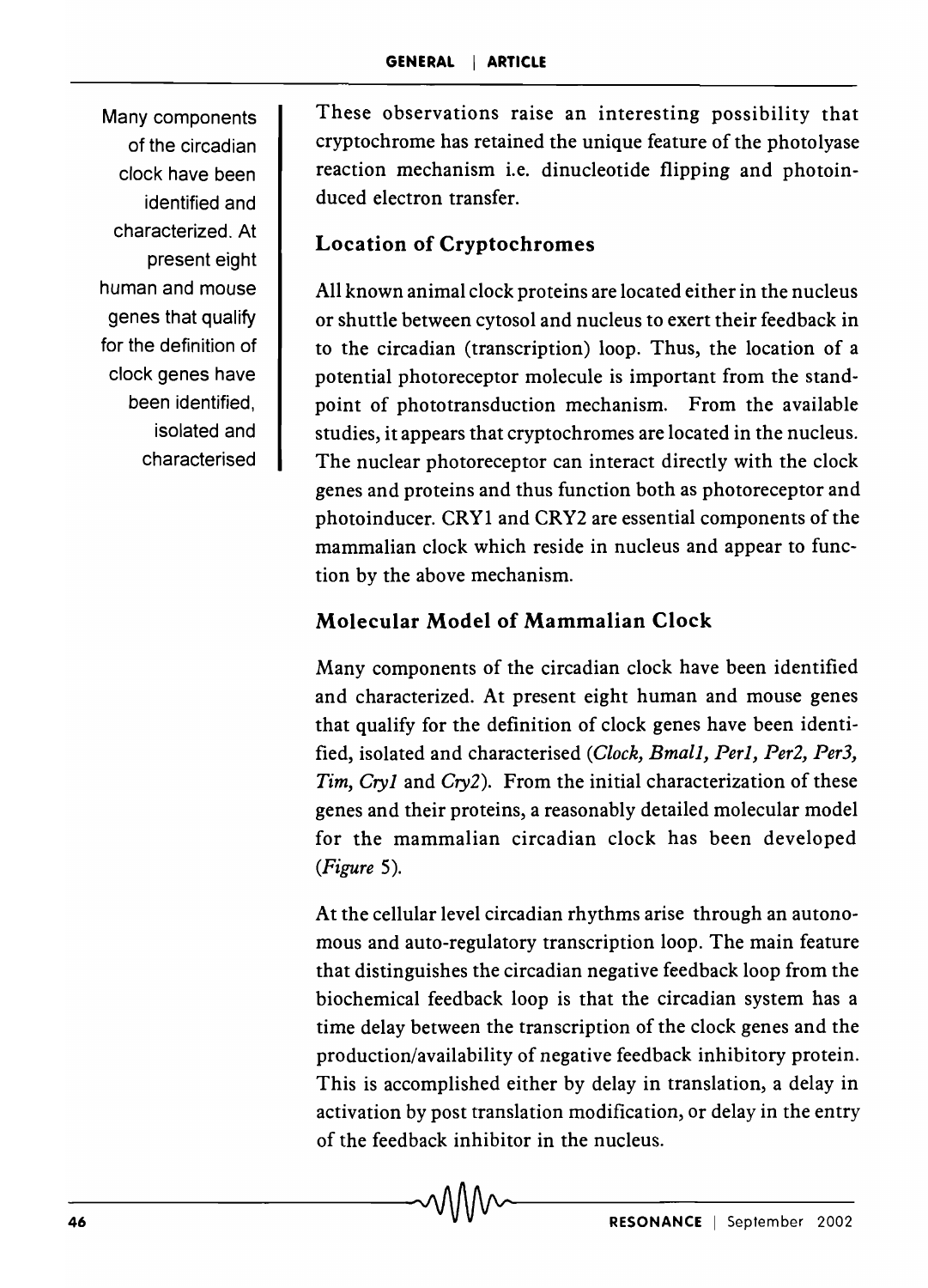These observations raise an interesting possibility that cryptochrome has retained the unique feature of the photolyase reaction mechanism i.e. dinucleotide flipping and photoinduced electron transfer.

## Location of Cryptochromes

All known animal clock proteins are located either in the nucleus or shuttle between cytosol and nucleus to exert their feedback in to the circadian (transcription) loop. Thus, the location of a potential photoreceptor molecule is important from the standpoint of phototransduction mechanism. From the available studies, it appears that cryptochromes are located in the nucleus. The nuclear photoreceptor can interact directly with the clock genes and proteins and thus function both as photoreceptor and photoinducer. CRY1 and CRY2 are essential components of the mammalian clock which reside in nucleus and appear to function by the above mechanism.

## Molecular Model of Mammalian Clock

Many components of the circadian clock have been identified and characterized. At present eight human and mouse genes that qualify for the definition of clock genes have been identified, isolated and characterised (*Clock, Bmal1, Per1, Per2, Per3, Tim, Cry1* and *Cry2*). From the initial characterization of these genes and their proteins, a reasonably detailed molecular model for the mammalian circadian clock has been developed (*Figure* 5).

At the cellular level circadian rhythms arise through an autonomous and auto-regulatory transcription loop. The main feature that distinguishes the circadian negative feedback loop from the biochemical feedback loop is that the circadian system has a time delay between the transcription of the clock genes and the production/availability of negative feedback inhibitory protein. This is accomplished either by delay in translation, a delay in activation by post translation modification, or delay in the entry of the feedback inhibitor in the nucleus.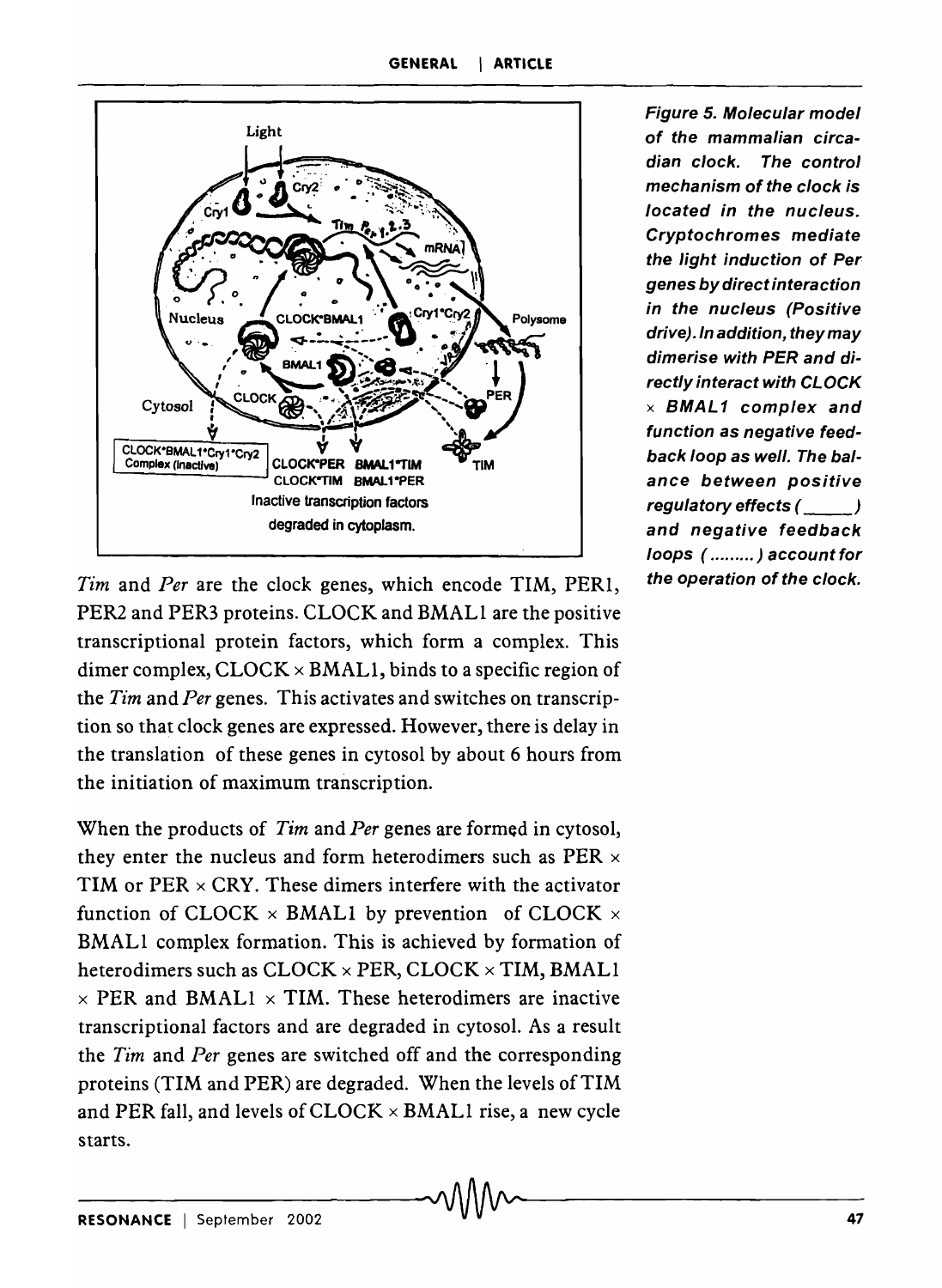*Figure 5. Molecular model of the mammalian circadian clock. The control mechanism of the clock is located in the nucleus. Cryptochromes mediate the light induction of Per genes by direct interaction in the nucleus (Positive drive). In addition, they may dimerise with PER and directly interact with CLOCK × BMAL1 complex and function as negative feedback loop as well. The balance between positive regulatory effects (\_\_\_\_\_) and negative feedback loops (.........) account for the operation of the clock.*

*Tim* and *Per* are the clock genes, which encode TIM, PER1, PER2 and PER3 proteins. CLOCK and BMAL1 are the positive transcriptional protein factors, which form a complex. This dimer complex, CLOCK × BMAL1, binds to a specific region of the *Tim* and *Per* genes. This activates and switches on transcription so that clock genes are expressed. However, there is delay in the translation of these genes in cytosol by about 6 hours from the initiation of maximum transcription.

When the products of *Tim* and *Per* genes are formed in cytosol, they enter the nucleus and form heterodimers such as PER × TIM or PER × CRY. These dimers interfere with the activator function of CLOCK × BMAL1 by prevention of CLOCK × BMAL1 complex formation. This is achieved by formation of heterodimers such as CLOCK × PER, CLOCK × TIM, BMAL1 × PER and BMAL1 × TIM. These heterodimers are inactive transcriptional factors and are degraded in cytosol. As a result the *Tim* and *Per* genes are switched off and the corresponding proteins (TIM and PER) are degraded. When the levels of TIM and PER fall, and levels of CLOCK × BMAL1 rise, a new cycle starts.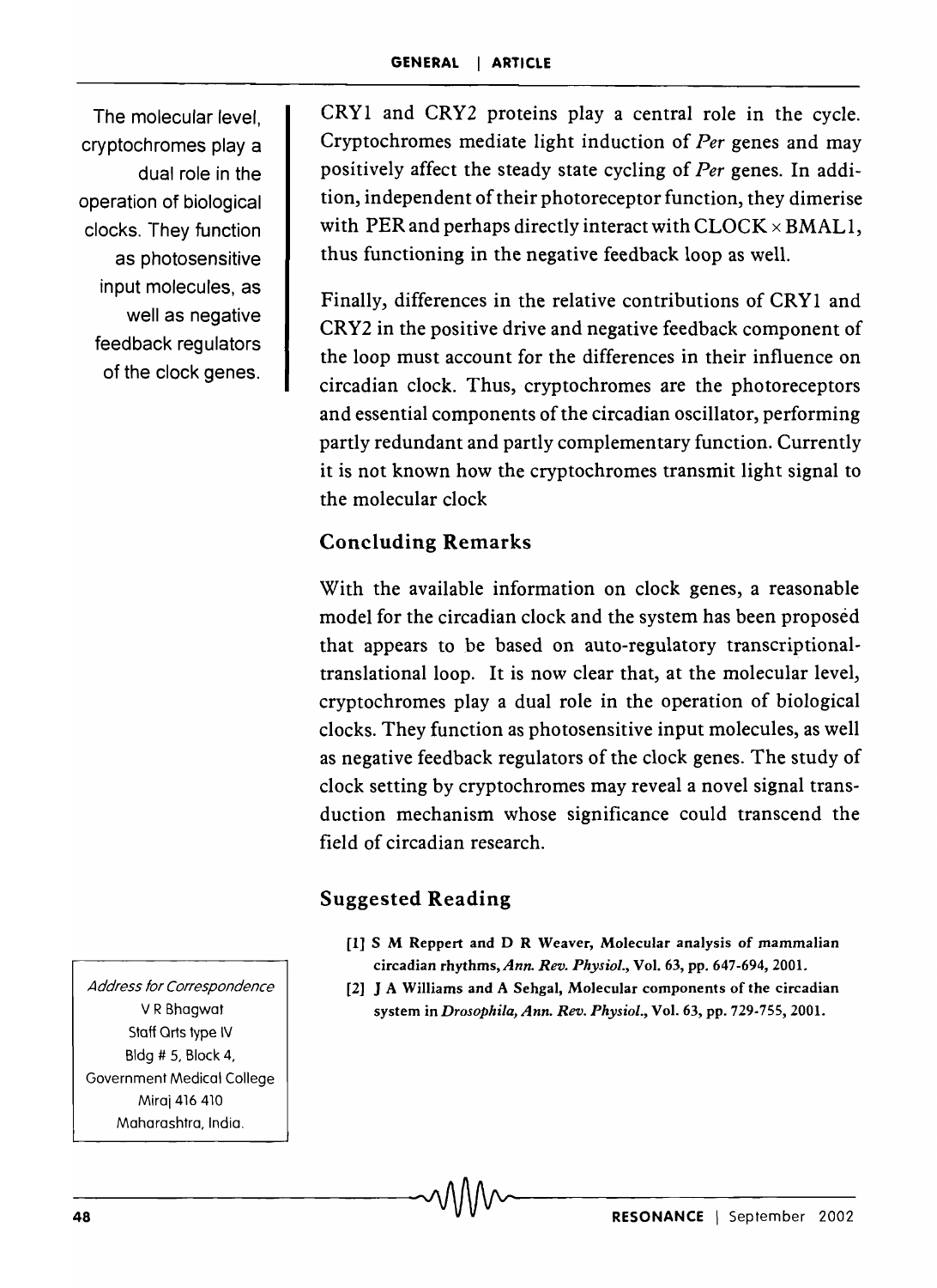The molecular level, cryptochromes play a dual role in the operation of biological clocks. They function as photosensitive input molecules, as well as negative feedback regulators of the clock genes.

CRY1 and CRY2 proteins play a central role in the cycle. Cryptochromes mediate light induction of *Per* genes and may positively affect the steady state cycling of *Per* genes. In addition, independent of their photoreceptor function, they dimerise with PER and perhaps directly interact with CLOCK × BMAL1, thus functioning in the negative feedback loop as well.

Finally, differences in the relative contributions of CRY1 and CRY2 in the positive drive and negative feedback component of the loop must account for the differences in their influence on circadian clock. Thus, cryptochromes are the photoreceptors and essential components of the circadian oscillator, performing partly redundant and partly complementary function. Currently it is not known how the cryptochromes transmit light signal to the molecular clock

## Concluding Remarks

With the available information on clock genes, a reasonable model for the circadian clock and the system has been proposed that appears to be based on auto-regulatory transcriptional-translational loop. It is now clear that, at the molecular level, cryptochromes play a dual role in the operation of biological clocks. They function as photosensitive input molecules, as well as negative feedback regulators of the clock genes. The study of clock setting by cryptochromes may reveal a novel signal transduction mechanism whose significance could transcend the field of circadian research.

## Suggested Reading

[1] S M Reppert and D R Weaver, Molecular analysis of mammalian circadian rhythms, *Ann. Rev. Physiol.*, Vol. 63, pp. 647-694, 2001.

[2] J A Williams and A Sehgal, Molecular components of the circadian system in *Drosophila*, *Ann. Rev. Physiol.*, Vol. 63, pp. 729-755, 2001.

*Address for Correspondence*
V R Bhagwat
Staff Qrts type IV
Bldg # 5, Block 4,
Government Medical College
Miraj 416 410
Maharashtra, India.